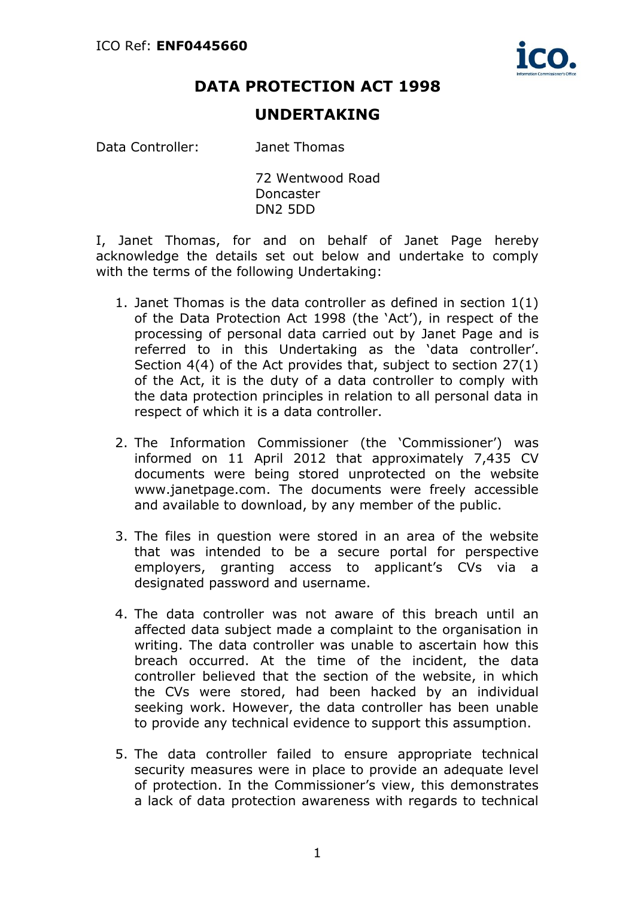ICO Ref: **ENF0445660**

# DATA PROTECTION ACT 1998

## UNDERTAKING

Data Controller: Janet Thomas

72 Wentwood Road
Doncaster
DN2 5DD

I, Janet Thomas, for and on behalf of Janet Page hereby acknowledge the details set out below and undertake to comply with the terms of the following Undertaking:

1. Janet Thomas is the data controller as defined in section 1(1) of the Data Protection Act 1998 (the 'Act'), in respect of the processing of personal data carried out by Janet Page and is referred to in this Undertaking as the 'data controller'. Section 4(4) of the Act provides that, subject to section 27(1) of the Act, it is the duty of a data controller to comply with the data protection principles in relation to all personal data in respect of which it is a data controller.

2. The Information Commissioner (the 'Commissioner') was informed on 11 April 2012 that approximately 7,435 CV documents were being stored unprotected on the website www.janetpage.com. The documents were freely accessible and available to download, by any member of the public.

3. The files in question were stored in an area of the website that was intended to be a secure portal for perspective employers, granting access to applicant's CVs via a designated password and username.

4. The data controller was not aware of this breach until an affected data subject made a complaint to the organisation in writing. The data controller was unable to ascertain how this breach occurred. At the time of the incident, the data controller believed that the section of the website, in which the CVs were stored, had been hacked by an individual seeking work. However, the data controller has been unable to provide any technical evidence to support this assumption.

5. The data controller failed to ensure appropriate technical security measures were in place to provide an adequate level of protection. In the Commissioner's view, this demonstrates a lack of data protection awareness with regards to technical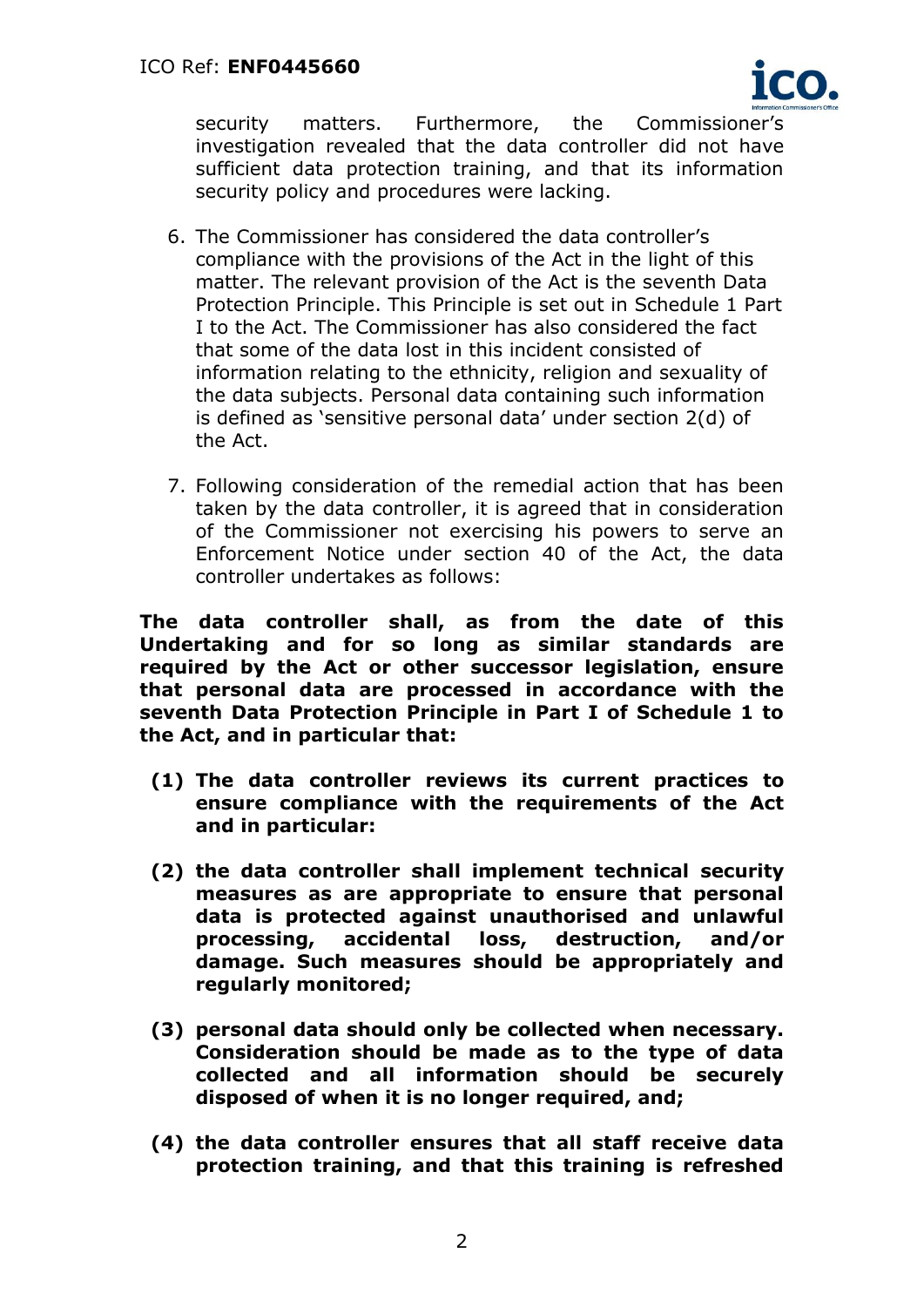security matters. Furthermore, the Commissioner's investigation revealed that the data controller did not have sufficient data protection training, and that its information security policy and procedures were lacking.

6. The Commissioner has considered the data controller's compliance with the provisions of the Act in the light of this matter. The relevant provision of the Act is the seventh Data Protection Principle. This Principle is set out in Schedule 1 Part I to the Act. The Commissioner has also considered the fact that some of the data lost in this incident consisted of information relating to the ethnicity, religion and sexuality of the data subjects. Personal data containing such information is defined as 'sensitive personal data' under section 2(d) of the Act.

7. Following consideration of the remedial action that has been taken by the data controller, it is agreed that in consideration of the Commissioner not exercising his powers to serve an Enforcement Notice under section 40 of the Act, the data controller undertakes as follows:

**The data controller shall, as from the date of this Undertaking and for so long as similar standards are required by the Act or other successor legislation, ensure that personal data are processed in accordance with the seventh Data Protection Principle in Part I of Schedule 1 to the Act, and in particular that:**

**(1) The data controller reviews its current practices to ensure compliance with the requirements of the Act and in particular:**

**(2) the data controller shall implement technical security measures as are appropriate to ensure that personal data is protected against unauthorised and unlawful processing, accidental loss, destruction, and/or damage. Such measures should be appropriately and regularly monitored;**

**(3) personal data should only be collected when necessary. Consideration should be made as to the type of data collected and all information should be securely disposed of when it is no longer required, and;**

**(4) the data controller ensures that all staff receive data protection training, and that this training is refreshed**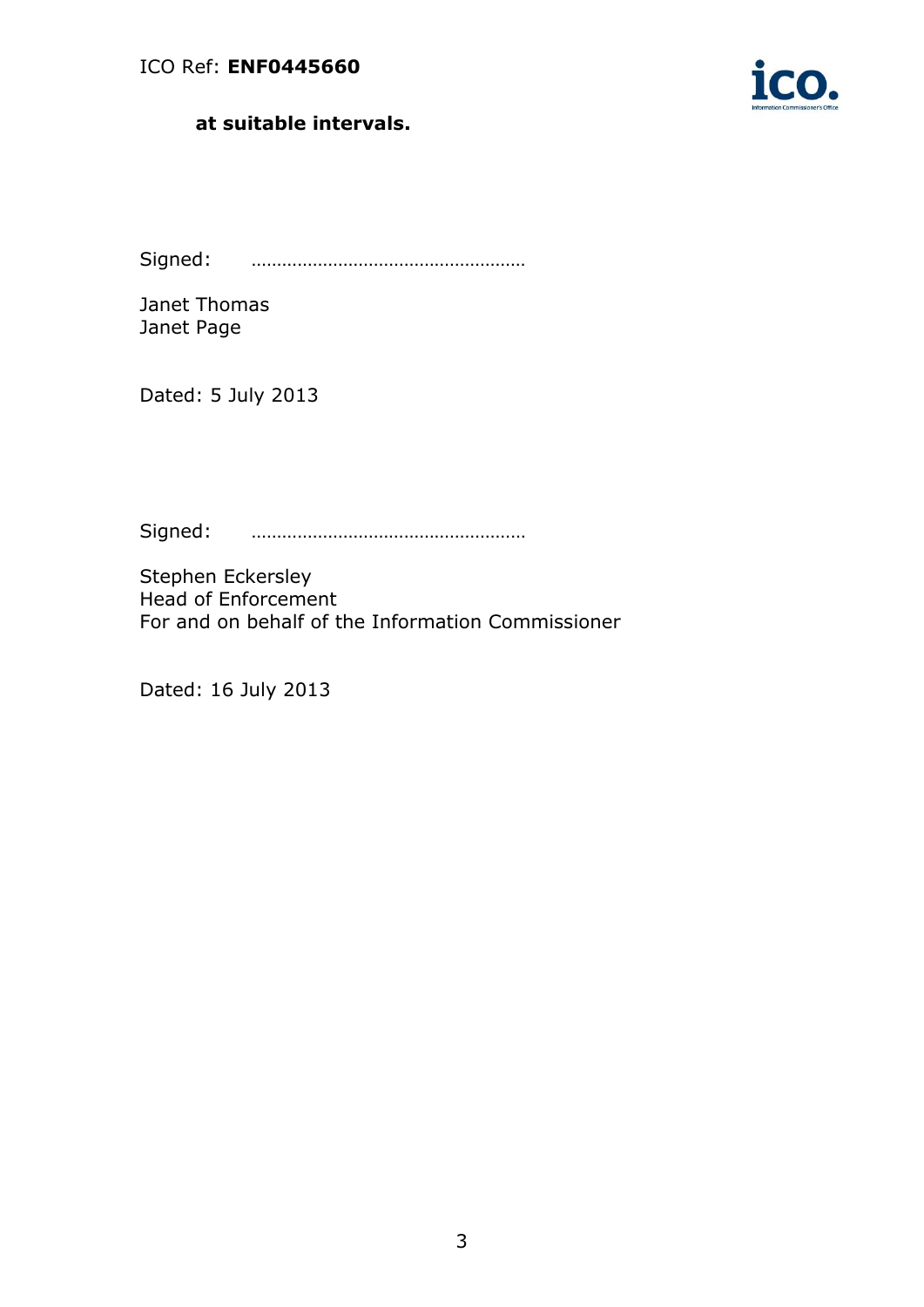**at suitable intervals.**

Signed: ………………………………………………

Janet Thomas
Janet Page

Dated: 5 July 2013

Signed: ………………………………………………

Stephen Eckersley
Head of Enforcement
For and on behalf of the Information Commissioner

Dated: 16 July 2013